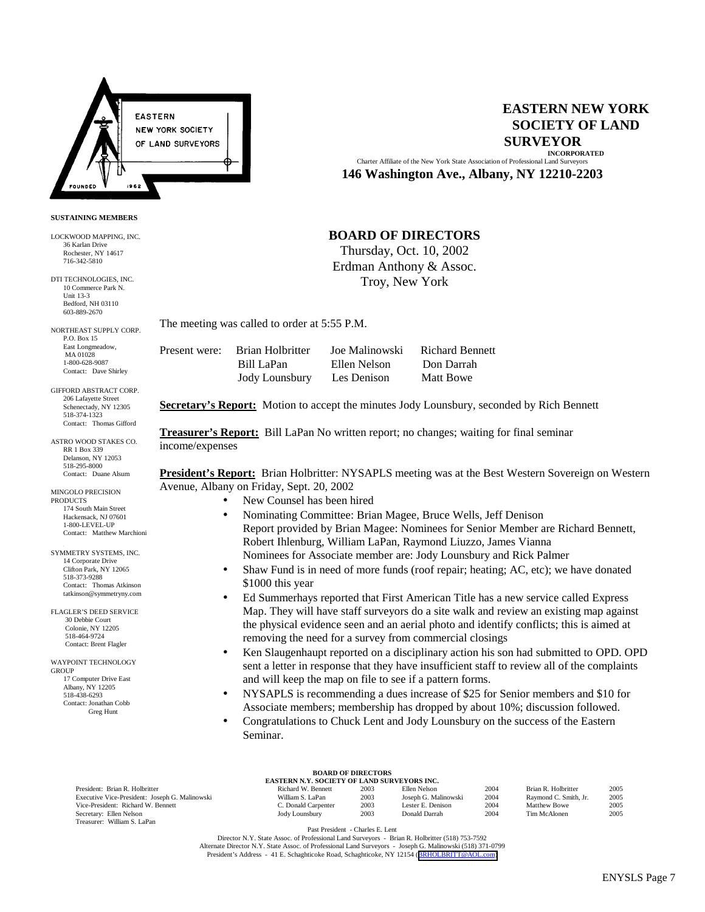# EASTERN NEW YORK SOCIETY OF LAND SURVEYOR

**INCORPORATED**

Charter Affiliate of the New York State Association of Professional Land Surveyors

**146 Washington Ave., Albany, NY 12210-2203**

**SUSTAINING MEMBERS**

LOCKWOOD MAPPING, INC.
36 Karlan Drive
Rochester, NY 14617
716-342-5810

DTI TECHNOLOGIES, INC.
10 Commerce Park N.
Unit 13-3
Bedford, NH 03110
603-889-2670

NORTHEAST SUPPLY CORP.
P.O. Box 15
East Longmeadow, MA 01028
1-800-628-9087
Contact: Dave Shirley

GIFFORD ABSTRACT CORP.
206 Lafayette Street
Schenectady, NY 12305
518-374-1323
Contact: Thomas Gifford

ASTRO WOOD STAKES CO.
RR 1 Box 339
Delanson, NY 12053
518-295-8000
Contact: Duane Alsum

MINGOLO PRECISION PRODUCTS
174 South Main Street
Hackensack, NJ 07601
1-800-LEVEL-UP
Contact: Matthew Marchioni

SYMMETRY SYSTEMS, INC.
14 Corporate Drive
Clifton Park, NY 12065
518-373-9288
Contact: Thomas Atkinson
tatkinson@symmetryny.com

FLAGLER'S DEED SERVICE
30 Debbie Court
Colonie, NY 12205
518-464-9724
Contact: Brent Flagler

WAYPOINT TECHNOLOGY GROUP
17 Computer Drive East
Albany, NY 12205
518-438-6293
Contact: Jonathan Cobb
Greg Hunt

## BOARD OF DIRECTORS

Thursday, Oct. 10, 2002
Erdman Anthony & Assoc.
Troy, New York

The meeting was called to order at 5:55 P.M.

| Present were: | Brian Holbritter | Joe Malinowski | Richard Bennett |
|---|---|---|---|
| | Bill LaPan | Ellen Nelson | Don Darrah |
| | Jody Lounsbury | Les Denison | Matt Bowe |

**Secretary's Report:** Motion to accept the minutes Jody Lounsbury, seconded by Rich Bennett

**Treasurer's Report:** Bill LaPan No written report; no changes; waiting for final seminar income/expenses

**President's Report:** Brian Holbritter: NYSAPLS meeting was at the Best Western Sovereign on Western Avenue, Albany on Friday, Sept. 20, 2002

- New Counsel has been hired
- Nominating Committee: Brian Magee, Bruce Wells, Jeff Denison
  Report provided by Brian Magee: Nominees for Senior Member are Richard Bennett, Robert Ihlenburg, William LaPan, Raymond Liuzzo, James Vianna
  Nominees for Associate member are: Jody Lounsbury and Rick Palmer
- Shaw Fund is in need of more funds (roof repair; heating; AC, etc); we have donated $1000 this year
- Ed Summerhays reported that First American Title has a new service called Express Map. They will have staff surveyors do a site walk and review an existing map against the physical evidence seen and an aerial photo and identify conflicts; this is aimed at removing the need for a survey from commercial closings
- Ken Slaugenhaupt reported on a disciplinary action his son had submitted to OPD. OPD sent a letter in response that they have insufficient staff to review all of the complaints and will keep the map on file to see if a pattern forms.
- NYSAPLS is recommending a dues increase of $25 for Senior members and $10 for Associate members; membership has dropped by about 10%; discussion followed.
- Congratulations to Chuck Lent and Jody Lounsbury on the success of the Eastern Seminar.

**BOARD OF DIRECTORS**
**EASTERN N.Y. SOCIETY OF LAND SURVEYORS INC.**

| Officers | | | | | | |
|---|---|---|---|---|---|---|
| President: Brian R. Holbritter | Richard W. Bennett | 2003 | Ellen Nelson | 2004 | Brian R. Holbritter | 2005 |
| Executive Vice-President: Joseph G. Malinowski | William S. LaPan | 2003 | Joseph G. Malinowski | 2004 | Raymond C. Smith, Jr. | 2005 |
| Vice-President: Richard W. Bennett | C. Donald Carpenter | 2003 | Lester E. Denison | 2004 | Matthew Bowe | 2005 |
| Secretary: Ellen Nelson | Jody Lounsbury | 2003 | Donald Darrah | 2004 | Tim McAlonen | 2005 |
| Treasurer: William S. LaPan | | | | | | |

Past President - Charles E. Lent
Director N.Y. State Assoc. of Professional Land Surveyors - Brian R. Holbritter (518) 753-7592
Alternate Director N.Y. State Assoc. of Professional Land Surveyors - Joseph G. Malinowski (518) 371-0799
President's Address - 41 E. Schaghticoke Road, Schaghticoke, NY 12154 (BRHOLBRITT@AOL.com)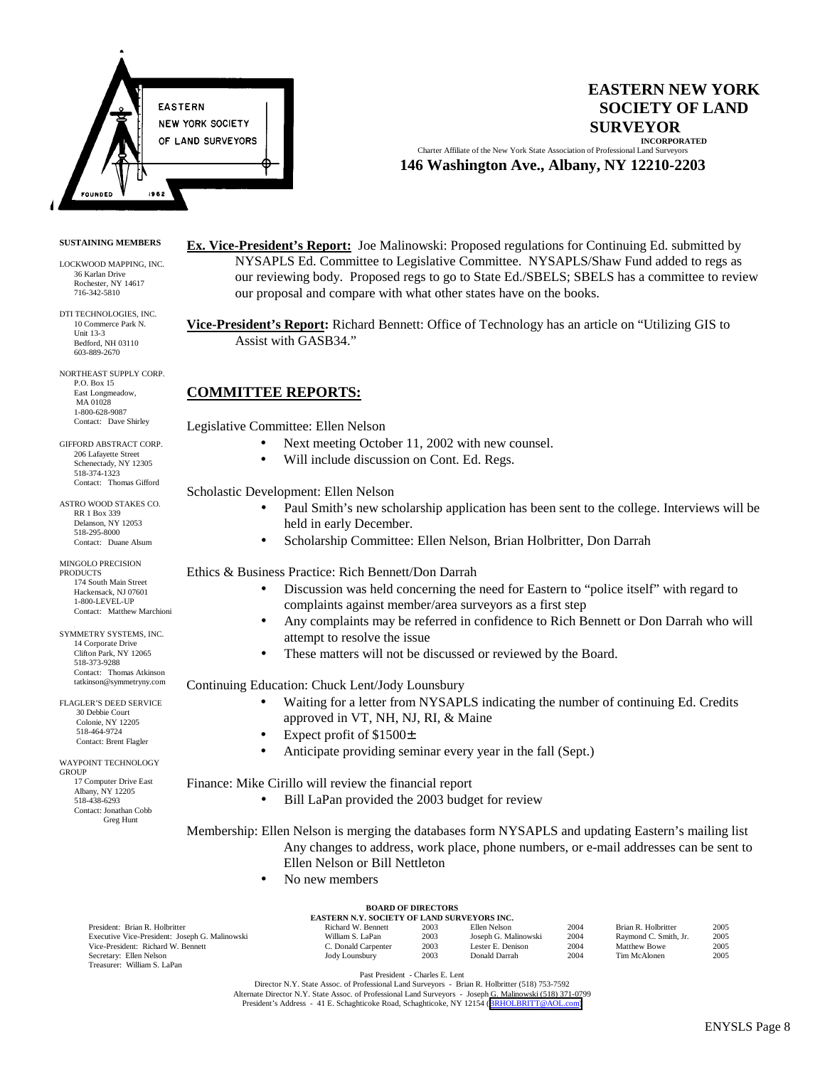# EASTERN NEW YORK SOCIETY OF LAND SURVEYOR

INCORPORATED

Charter Affiliate of the New York State Association of Professional Land Surveyors

**146 Washington Ave., Albany, NY 12210-2203**

**SUSTAINING MEMBERS**

LOCKWOOD MAPPING, INC.
36 Karlan Drive
Rochester, NY 14617
716-342-5810

DTI TECHNOLOGIES, INC.
10 Commerce Park N.
Unit 13-3
Bedford, NH 03110
603-889-2670

NORTHEAST SUPPLY CORP.
P.O. Box 15
East Longmeadow, MA 01028
1-800-628-9087
Contact: Dave Shirley

GIFFORD ABSTRACT CORP.
206 Lafayette Street
Schenectady, NY 12305
518-374-1323
Contact: Thomas Gifford

ASTRO WOOD STAKES CO.
RR 1 Box 339
Delanson, NY 12053
518-295-8000
Contact: Duane Alsum

MINGOLO PRECISION PRODUCTS
174 South Main Street
Hackensack, NJ 07601
1-800-LEVEL-UP
Contact: Matthew Marchioni

SYMMETRY SYSTEMS, INC.
14 Corporate Drive
Clifton Park, NY 12065
518-373-9288
Contact: Thomas Atkinson
tatkinson@symmetryny.com

FLAGLER'S DEED SERVICE
30 Debbie Court
Colonie, NY 12205
518-464-9724
Contact: Brent Flagler

WAYPOINT TECHNOLOGY GROUP
17 Computer Drive East
Albany, NY 12205
518-438-6293
Contact: Jonathan Cobb
Greg Hunt

**Ex. Vice-President's Report:** Joe Malinowski: Proposed regulations for Continuing Ed. submitted by NYSAPLS Ed. Committee to Legislative Committee. NYSAPLS/Shaw Fund added to regs as our reviewing body. Proposed regs to go to State Ed./SBELS; SBELS has a committee to review our proposal and compare with what other states have on the books.

**Vice-President's Report:** Richard Bennett: Office of Technology has an article on "Utilizing GIS to Assist with GASB34."

## COMMITTEE REPORTS:

Legislative Committee: Ellen Nelson

- Next meeting October 11, 2002 with new counsel.
- Will include discussion on Cont. Ed. Regs.

Scholastic Development: Ellen Nelson

- Paul Smith's new scholarship application has been sent to the college. Interviews will be held in early December.
- Scholarship Committee: Ellen Nelson, Brian Holbritter, Don Darrah

Ethics & Business Practice: Rich Bennett/Don Darrah

- Discussion was held concerning the need for Eastern to "police itself" with regard to complaints against member/area surveyors as a first step
- Any complaints may be referred in confidence to Rich Bennett or Don Darrah who will attempt to resolve the issue
- These matters will not be discussed or reviewed by the Board.

Continuing Education: Chuck Lent/Jody Lounsbury

- Waiting for a letter from NYSAPLS indicating the number of continuing Ed. Credits approved in VT, NH, NJ, RI, & Maine
- Expect profit of $1500±
- Anticipate providing seminar every year in the fall (Sept.)

Finance: Mike Cirillo will review the financial report

- Bill LaPan provided the 2003 budget for review

Membership: Ellen Nelson is merging the databases form NYSAPLS and updating Eastern's mailing list Any changes to address, work place, phone numbers, or e-mail addresses can be sent to Ellen Nelson or Bill Nettleton

- No new members

**BOARD OF DIRECTORS**
**EASTERN N.Y. SOCIETY OF LAND SURVEYORS INC.**

President: Brian R. Holbritter
Executive Vice-President: Joseph G. Malinowski
Vice-President: Richard W. Bennett
Secretary: Ellen Nelson
Treasurer: William S. LaPan

| | | | | | |
|---|---|---|---|---|---|
| Richard W. Bennett | 2003 | Ellen Nelson | 2004 | Brian R. Holbritter | 2005 |
| William S. LaPan | 2003 | Joseph G. Malinowski | 2004 | Raymond C. Smith, Jr. | 2005 |
| C. Donald Carpenter | 2003 | Lester E. Denison | 2004 | Matthew Bowe | 2005 |
| Jody Lounsbury | 2003 | Donald Darrah | 2004 | Tim McAlonen | 2005 |

Past President - Charles E. Lent
Director N.Y. State Assoc. of Professional Land Surveyors - Brian R. Holbritter (518) 753-7592
Alternate Director N.Y. State Assoc. of Professional Land Surveyors - Joseph G. Malinowski (518) 371-0799
President's Address - 41 E. Schaghticoke Road, Schaghticoke, NY 12154 (BRHOLBRITT@AOL.com)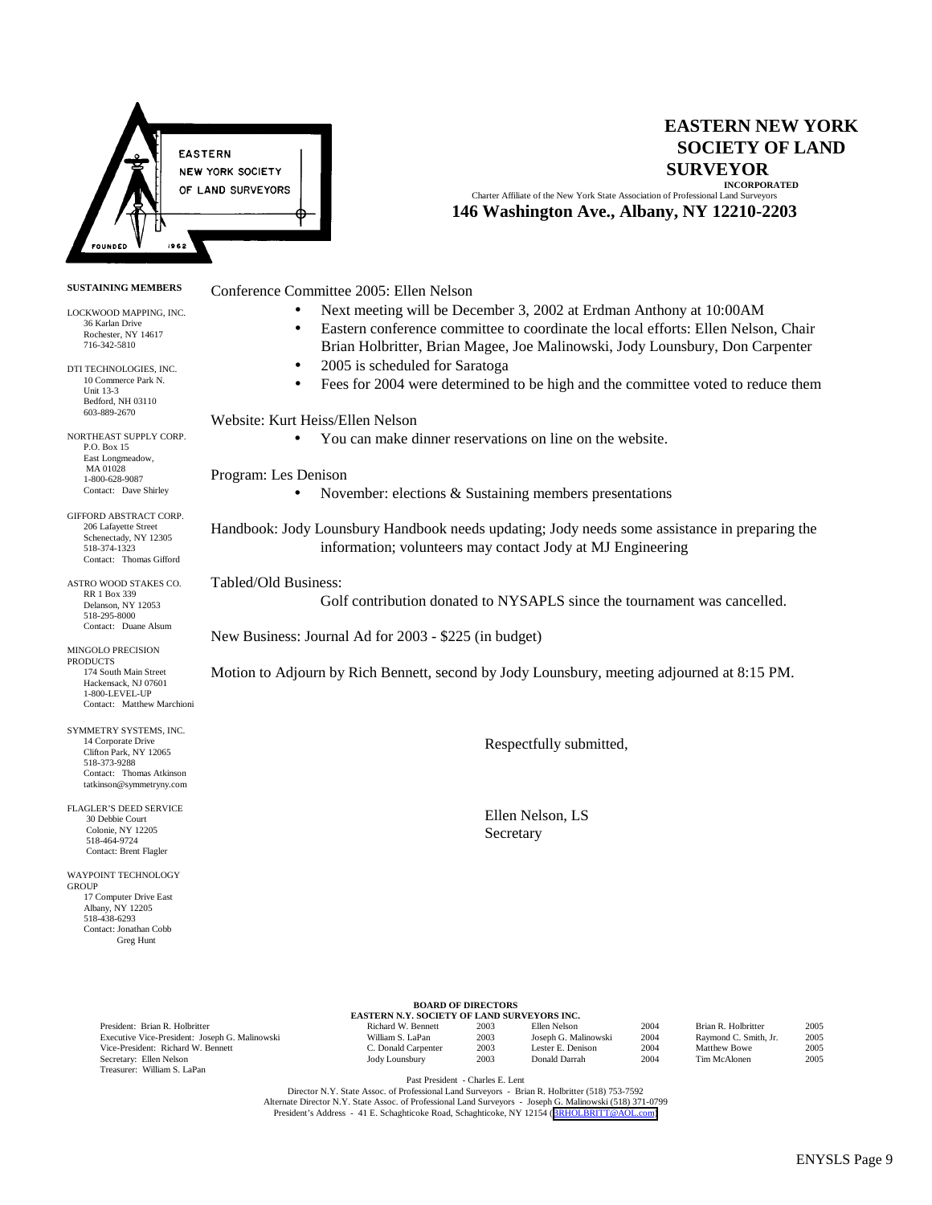# EASTERN NEW YORK SOCIETY OF LAND SURVEYOR

**INCORPORATED**

Charter Affiliate of the New York State Association of Professional Land Surveyors

**146 Washington Ave., Albany, NY 12210-2203**

**SUSTAINING MEMBERS**

LOCKWOOD MAPPING, INC.
36 Karlan Drive
Rochester, NY 14617
716-342-5810

DTI TECHNOLOGIES, INC.
10 Commerce Park N.
Unit 13-3
Bedford, NH 03110
603-889-2670

NORTHEAST SUPPLY CORP.
P.O. Box 15
East Longmeadow, MA 01028
1-800-628-9087
Contact: Dave Shirley

GIFFORD ABSTRACT CORP.
206 Lafayette Street
Schenectady, NY 12305
518-374-1323
Contact: Thomas Gifford

ASTRO WOOD STAKES CO.
RR 1 Box 339
Delanson, NY 12053
518-295-8000
Contact: Duane Alsum

MINGOLO PRECISION PRODUCTS
174 South Main Street
Hackensack, NJ 07601
1-800-LEVEL-UP
Contact: Matthew Marchioni

SYMMETRY SYSTEMS, INC.
14 Corporate Drive
Clifton Park, NY 12065
518-373-9288
Contact: Thomas Atkinson
tatkinson@symmetryny.com

FLAGLER'S DEED SERVICE
30 Debbie Court
Colonie, NY 12205
518-464-9724
Contact: Brent Flagler

WAYPOINT TECHNOLOGY GROUP
17 Computer Drive East
Albany, NY 12205
518-438-6293
Contact: Jonathan Cobb
Greg Hunt

Conference Committee 2005: Ellen Nelson

- Next meeting will be December 3, 2002 at Erdman Anthony at 10:00AM
- Eastern conference committee to coordinate the local efforts: Ellen Nelson, Chair Brian Holbritter, Brian Magee, Joe Malinowski, Jody Lounsbury, Don Carpenter
- 2005 is scheduled for Saratoga
- Fees for 2004 were determined to be high and the committee voted to reduce them

Website: Kurt Heiss/Ellen Nelson

- You can make dinner reservations on line on the website.

Program: Les Denison

- November: elections & Sustaining members presentations

Handbook: Jody Lounsbury Handbook needs updating; Jody needs some assistance in preparing the information; volunteers may contact Jody at MJ Engineering

Tabled/Old Business:

Golf contribution donated to NYSAPLS since the tournament was cancelled.

New Business: Journal Ad for 2003 - $225 (in budget)

Motion to Adjourn by Rich Bennett, second by Jody Lounsbury, meeting adjourned at 8:15 PM.

Respectfully submitted,

Ellen Nelson, LS
Secretary

**BOARD OF DIRECTORS**
**EASTERN N.Y. SOCIETY OF LAND SURVEYORS INC.**

| | | | | | | |
|---|---|---|---|---|---|---|
| President: Brian R. Holbritter | Richard W. Bennett | 2003 | Ellen Nelson | 2004 | Brian R. Holbritter | 2005 |
| Executive Vice-President: Joseph G. Malinowski | William S. LaPan | 2003 | Joseph G. Malinowski | 2004 | Raymond C. Smith, Jr. | 2005 |
| Vice-President: Richard W. Bennett | C. Donald Carpenter | 2003 | Lester E. Denison | 2004 | Matthew Bowe | 2005 |
| Secretary: Ellen Nelson | Jody Lounsbury | 2003 | Donald Darrah | 2004 | Tim McAlonen | 2005 |
| Treasurer: William S. LaPan | | | | | | |

Past President - Charles E. Lent

Director N.Y. State Assoc. of Professional Land Surveyors - Brian R. Holbritter (518) 753-7592
Alternate Director N.Y. State Assoc. of Professional Land Surveyors - Joseph G. Malinowski (518) 371-0799
President's Address - 41 E. Schaghticoke Road, Schaghticoke, NY 12154 (BRHOLBRITT@AOL.com)